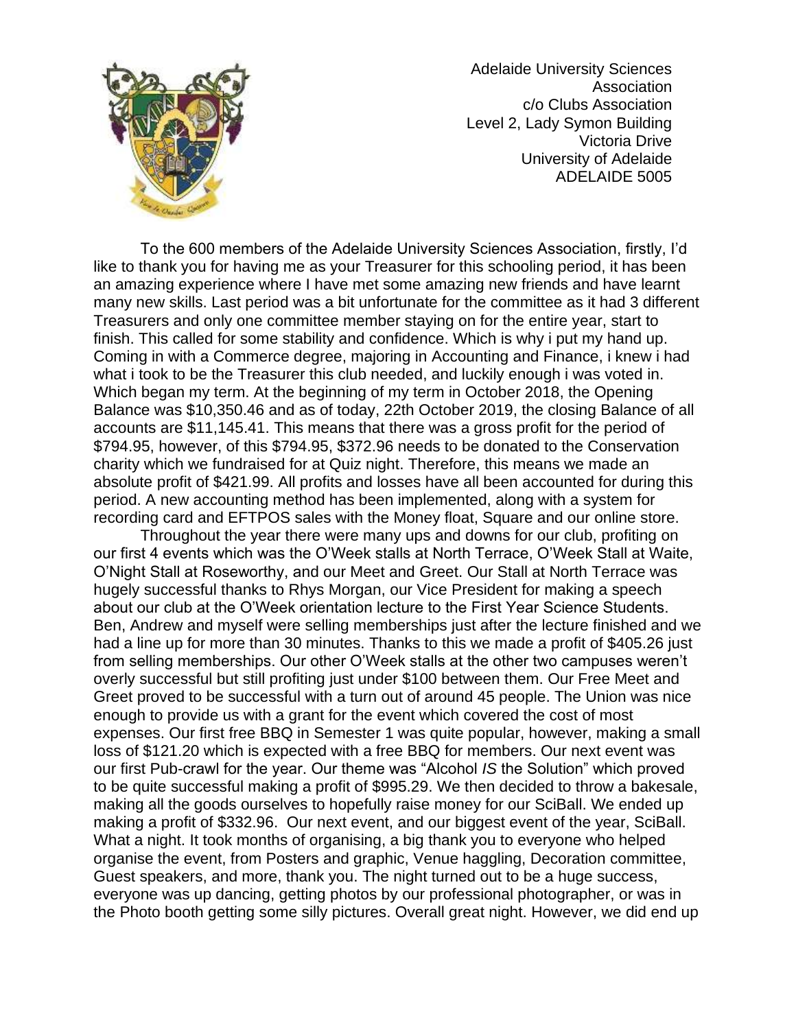Adelaide University Sciences Association
c/o Clubs Association
Level 2, Lady Symon Building
Victoria Drive
University of Adelaide
ADELAIDE 5005

To the 600 members of the Adelaide University Sciences Association, firstly, I'd like to thank you for having me as your Treasurer for this schooling period, it has been an amazing experience where I have met some amazing new friends and have learnt many new skills. Last period was a bit unfortunate for the committee as it had 3 different Treasurers and only one committee member staying on for the entire year, start to finish. This called for some stability and confidence. Which is why i put my hand up. Coming in with a Commerce degree, majoring in Accounting and Finance, i knew i had what i took to be the Treasurer this club needed, and luckily enough i was voted in. Which began my term. At the beginning of my term in October 2018, the Opening Balance was $10,350.46 and as of today, 22th October 2019, the closing Balance of all accounts are $11,145.41. This means that there was a gross profit for the period of $794.95, however, of this $794.95, $372.96 needs to be donated to the Conservation charity which we fundraised for at Quiz night. Therefore, this means we made an absolute profit of $421.99. All profits and losses have all been accounted for during this period. A new accounting method has been implemented, along with a system for recording card and EFTPOS sales with the Money float, Square and our online store.

Throughout the year there were many ups and downs for our club, profiting on our first 4 events which was the O'Week stalls at North Terrace, O'Week Stall at Waite, O'Night Stall at Roseworthy, and our Meet and Greet. Our Stall at North Terrace was hugely successful thanks to Rhys Morgan, our Vice President for making a speech about our club at the O'Week orientation lecture to the First Year Science Students. Ben, Andrew and myself were selling memberships just after the lecture finished and we had a line up for more than 30 minutes. Thanks to this we made a profit of $405.26 just from selling memberships. Our other O'Week stalls at the other two campuses weren't overly successful but still profiting just under $100 between them. Our Free Meet and Greet proved to be successful with a turn out of around 45 people. The Union was nice enough to provide us with a grant for the event which covered the cost of most expenses. Our first free BBQ in Semester 1 was quite popular, however, making a small loss of $121.20 which is expected with a free BBQ for members. Our next event was our first Pub-crawl for the year. Our theme was "Alcohol *IS* the Solution" which proved to be quite successful making a profit of $995.29. We then decided to throw a bakesale, making all the goods ourselves to hopefully raise money for our SciBall. We ended up making a profit of $332.96. Our next event, and our biggest event of the year, SciBall. What a night. It took months of organising, a big thank you to everyone who helped organise the event, from Posters and graphic, Venue haggling, Decoration committee, Guest speakers, and more, thank you. The night turned out to be a huge success, everyone was up dancing, getting photos by our professional photographer, or was in the Photo booth getting some silly pictures. Overall great night. However, we did end up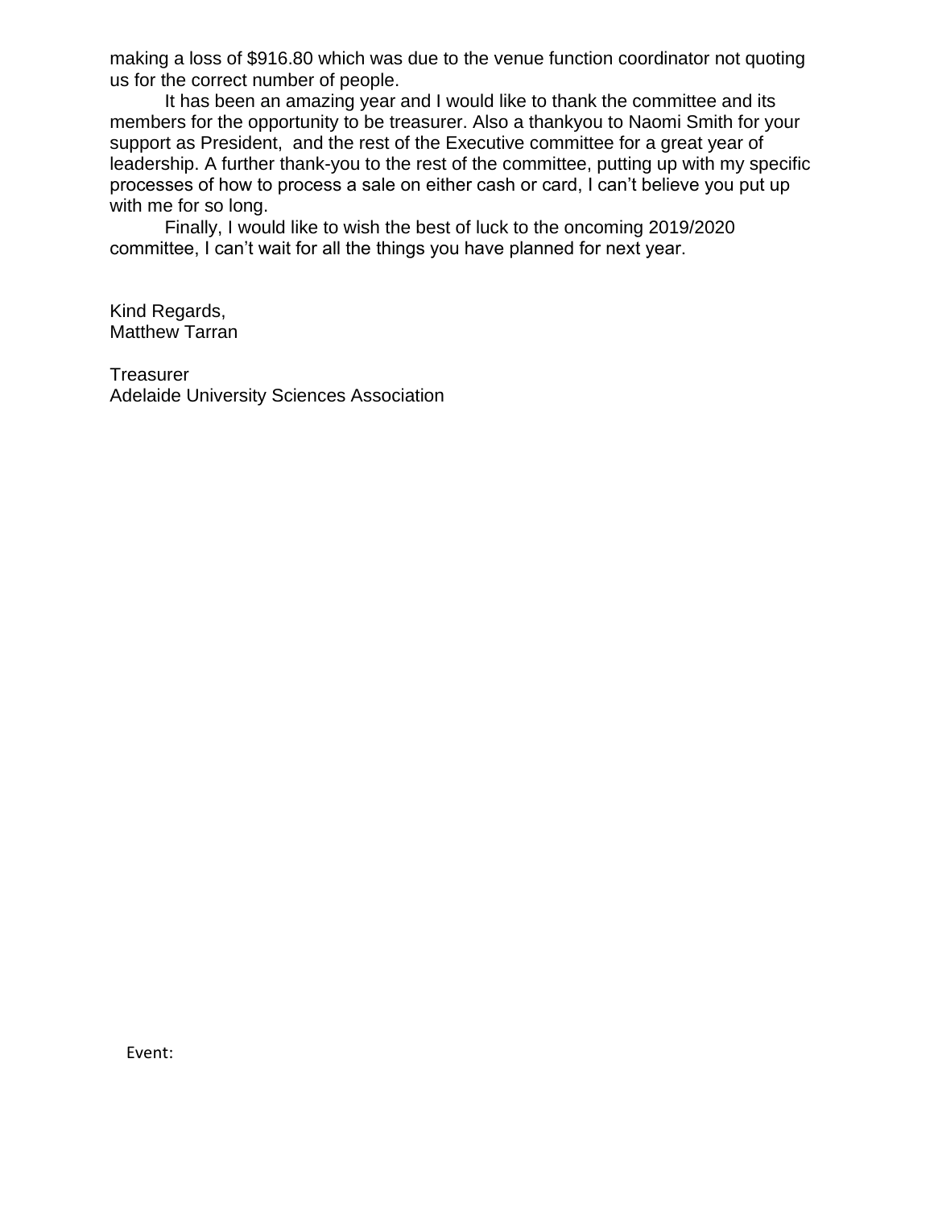making a loss of $916.80 which was due to the venue function coordinator not quoting us for the correct number of people.

It has been an amazing year and I would like to thank the committee and its members for the opportunity to be treasurer. Also a thankyou to Naomi Smith for your support as President, and the rest of the Executive committee for a great year of leadership. A further thank-you to the rest of the committee, putting up with my specific processes of how to process a sale on either cash or card, I can't believe you put up with me for so long.

Finally, I would like to wish the best of luck to the oncoming 2019/2020 committee, I can't wait for all the things you have planned for next year.

Kind Regards,
Matthew Tarran

Treasurer
Adelaide University Sciences Association

Event: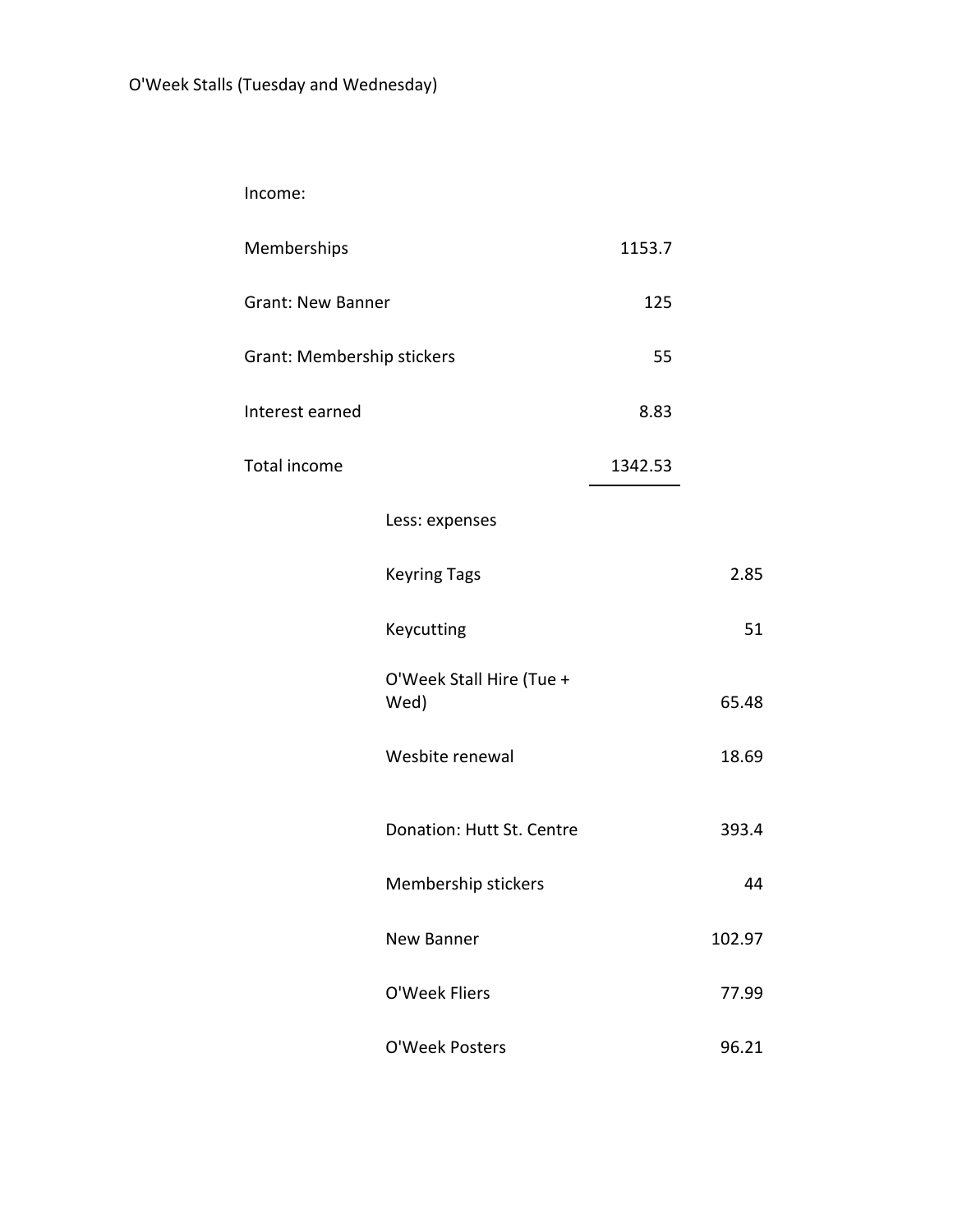O'Week Stalls (Tuesday and Wednesday)

| | | | |
|---|---|---|---|
| Income: | | | |
| Memberships | | 1153.7 | |
| Grant: New Banner | | 125 | |
| Grant: Membership stickers | | 55 | |
| Interest earned | | 8.83 | |
| Total income | | 1342.53 | |
| | Less: expenses | | |
| | Keyring Tags | | 2.85 |
| | Keycutting | | 51 |
| | O'Week Stall Hire (Tue + Wed) | | 65.48 |
| | Wesbite renewal | | 18.69 |
| | Donation: Hutt St. Centre | | 393.4 |
| | Membership stickers | | 44 |
| | New Banner | | 102.97 |
| | O'Week Fliers | | 77.99 |
| | O'Week Posters | | 96.21 |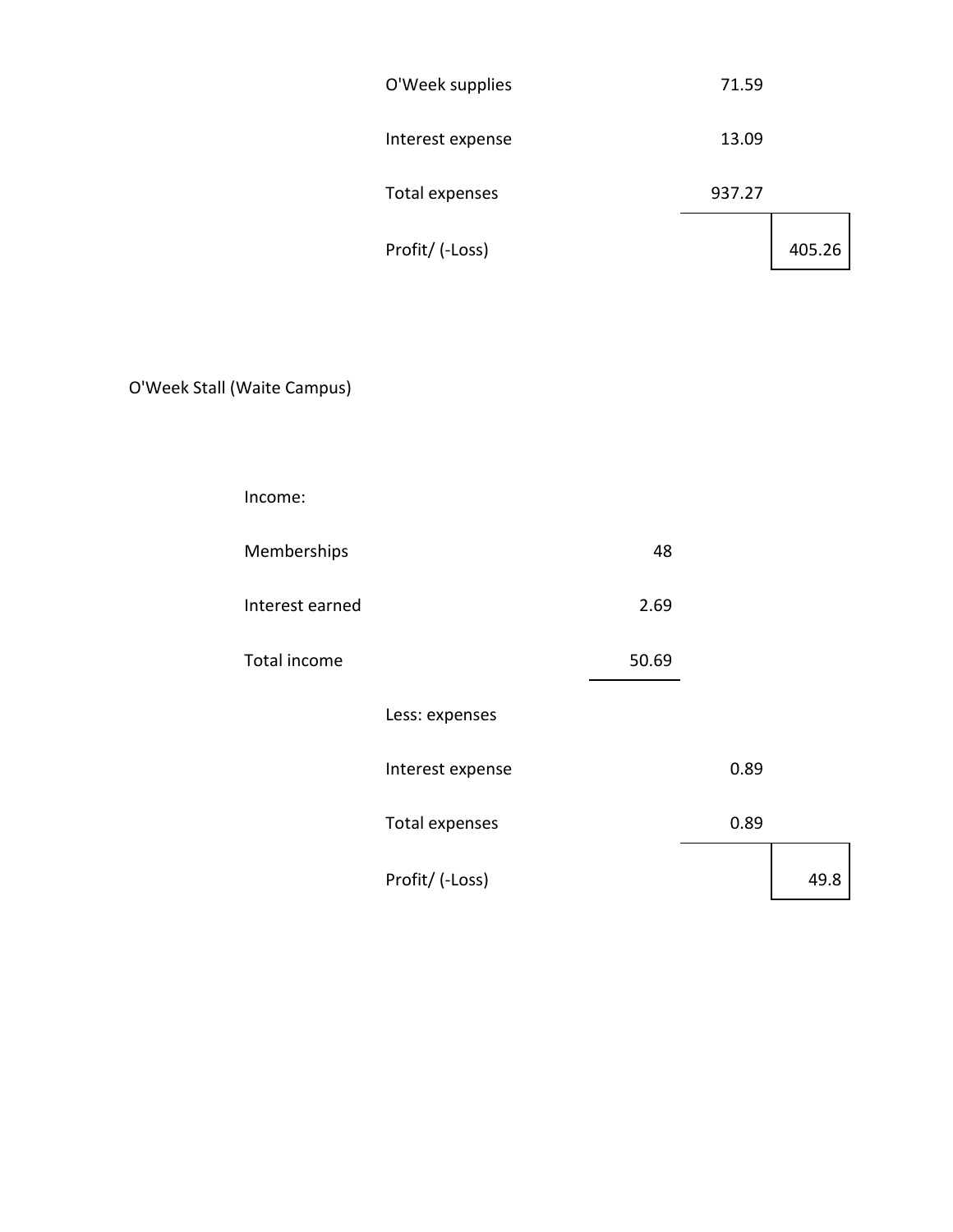| | | | |
|---|---|---|---|
| | O'Week supplies | 71.59 | |
| | Interest expense | 13.09 | |
| | Total expenses | 937.27 | |
| | Profit/ (-Loss) | | 405.26 |

O'Week Stall (Waite Campus)

| | | | |
|---|---|---|---|
| Income: | | | |
| Memberships | 48 | | |
| Interest earned | 2.69 | | |
| Total income | 50.69 | | |
| | Less: expenses | | |
| | Interest expense | 0.89 | |
| | Total expenses | 0.89 | |
| | Profit/ (-Loss) | | 49.8 |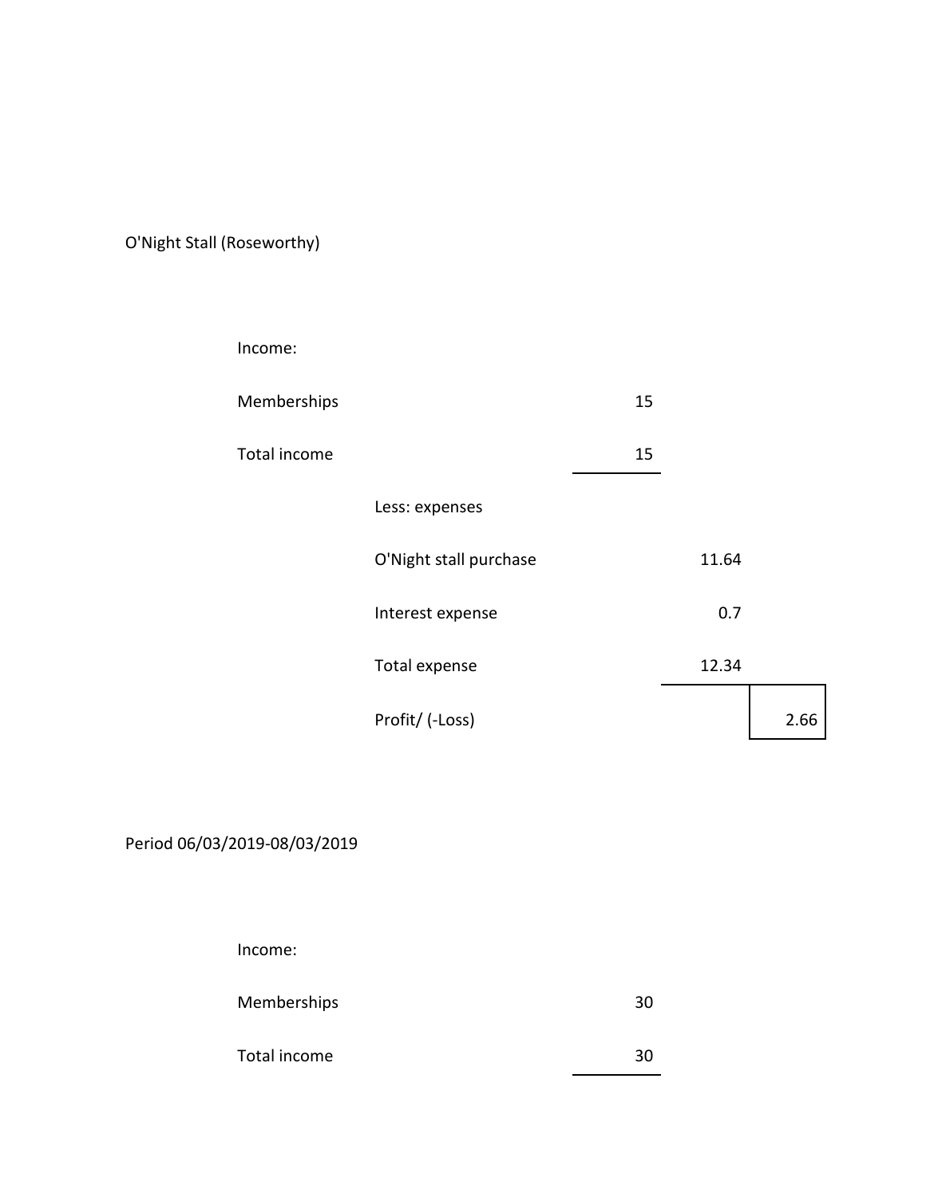O'Night Stall (Roseworthy)

| | | | | |
|---|---|---|---|---|
| Income: | | | | |
| Memberships | | 15 | | |
| Total income | | 15 | | |
| | Less: expenses | | | |
| | O'Night stall purchase | | 11.64 | |
| | Interest expense | | 0.7 | |
| | Total expense | | 12.34 | |
| | Profit/ (-Loss) | | | 2.66 |

Period 06/03/2019-08/03/2019

| | | |
|---|---|---|
| Income: | | |
| Memberships | | 30 |
| Total income | | 30 |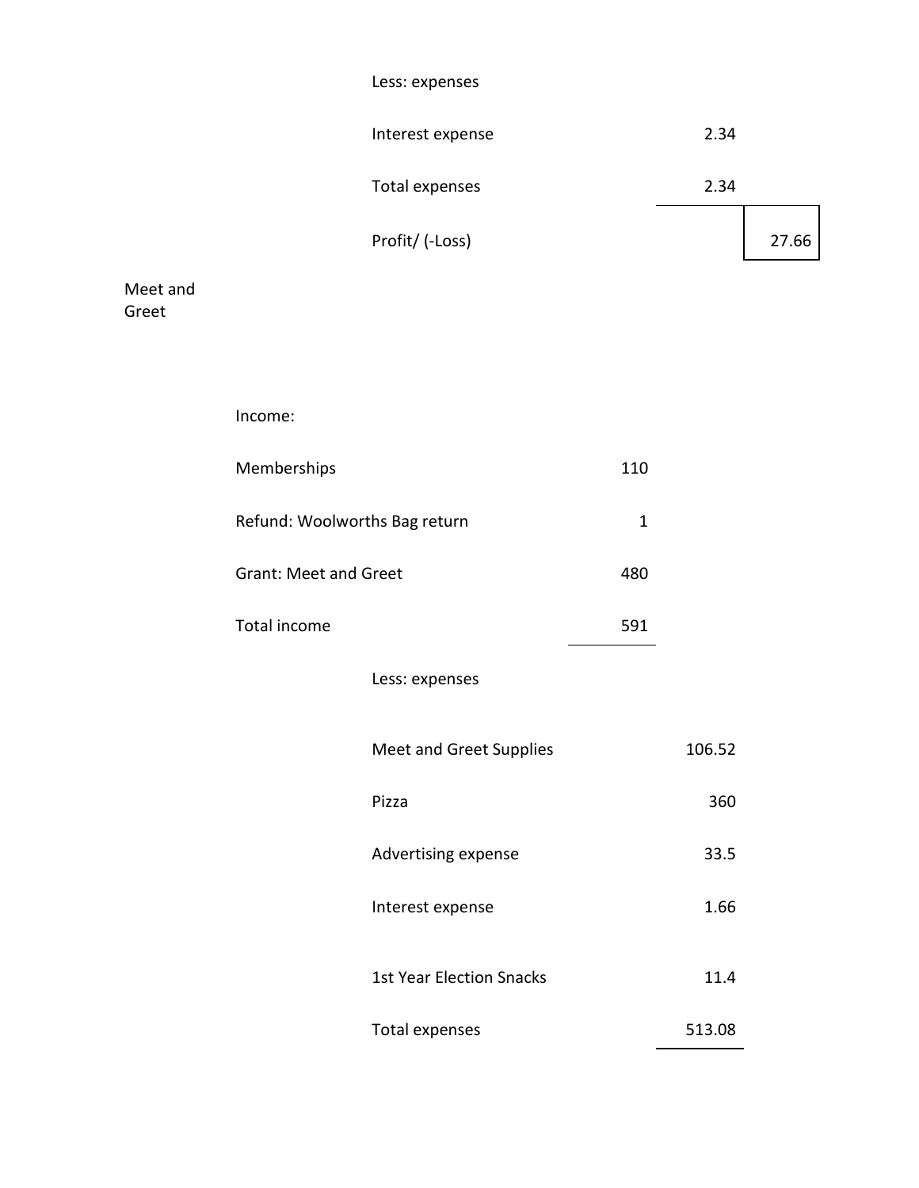| | | |
|---|---|---|
| Less: expenses | | |
| Interest expense | 2.34 | |
| Total expenses | 2.34 | |
| Profit/ (-Loss) | | 27.66 |

Meet and Greet

| | | | |
|---|---|---|---|
| Income: | | | |
| Memberships | 110 | | |
| Refund: Woolworths Bag return | 1 | | |
| Grant: Meet and Greet | 480 | | |
| Total income | 591 | | |
| Less: expenses | | | |
| Meet and Greet Supplies | | 106.52 | |
| Pizza | | 360 | |
| Advertising expense | | 33.5 | |
| Interest expense | | 1.66 | |
| 1st Year Election Snacks | | 11.4 | |
| Total expenses | | 513.08 | |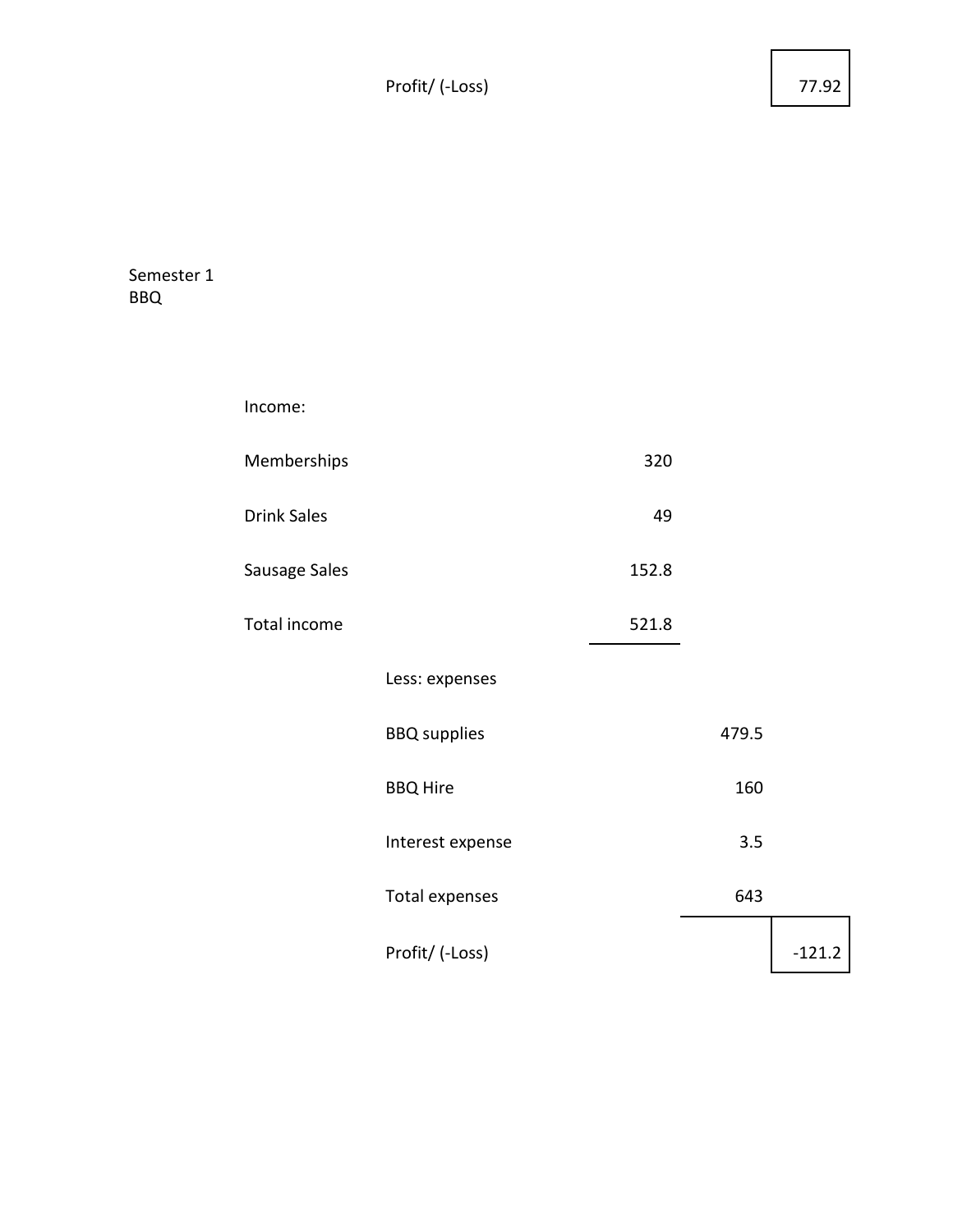| | | | |
|---|---|---|---|
| | Profit/ (-Loss) | | 77.92 |

Semester 1
BBQ

| | | | | |
|---|---|---|---|---|
| Income: | | | | |
| Memberships | | 320 | | |
| Drink Sales | | 49 | | |
| Sausage Sales | | 152.8 | | |
| Total income | | 521.8 | | |
| | Less: expenses | | | |
| | BBQ supplies | | 479.5 | |
| | BBQ Hire | | 160 | |
| | Interest expense | | 3.5 | |
| | Total expenses | | 643 | |
| | Profit/ (-Loss) | | | -121.2 |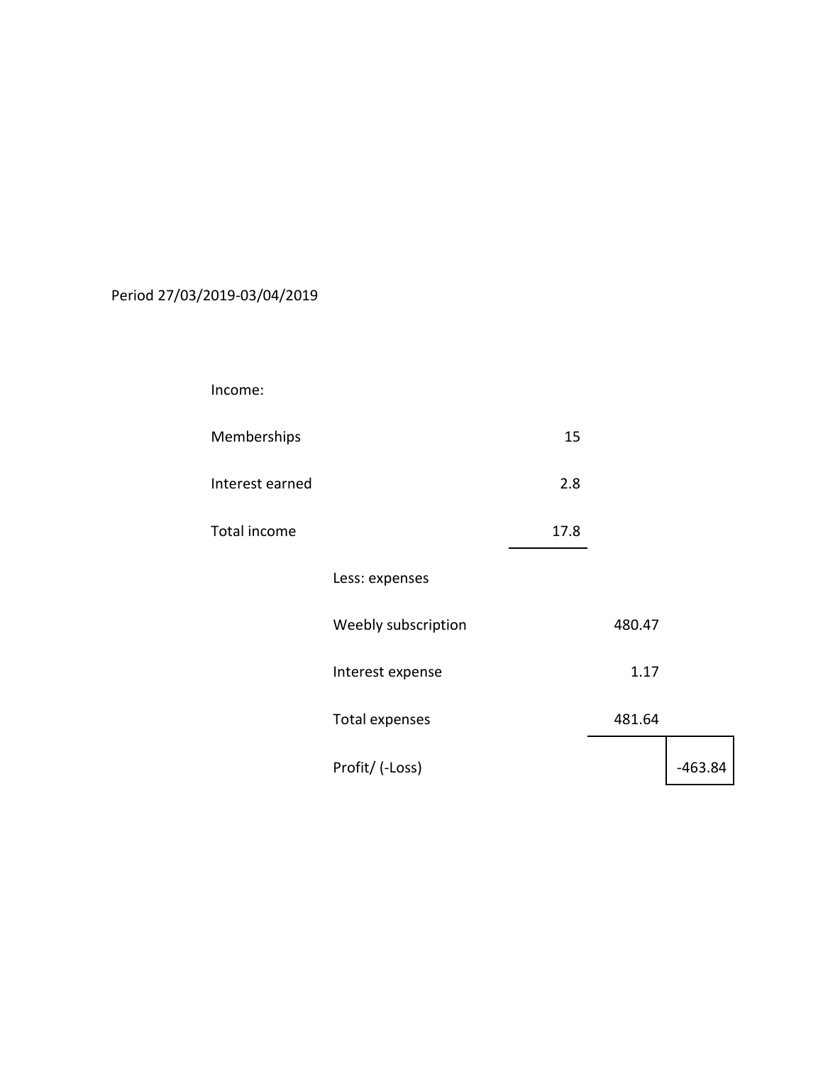Period 27/03/2019-03/04/2019

| | | | | |
|---|---|---|---|---|
| Income: | | | | |
| Memberships | | 15 | | |
| Interest earned | | 2.8 | | |
| Total income | | 17.8 | | |
| | Less: expenses | | | |
| | Weebly subscription | | 480.47 | |
| | Interest expense | | 1.17 | |
| | Total expenses | | 481.64 | |
| | Profit/ (-Loss) | | | -463.84 |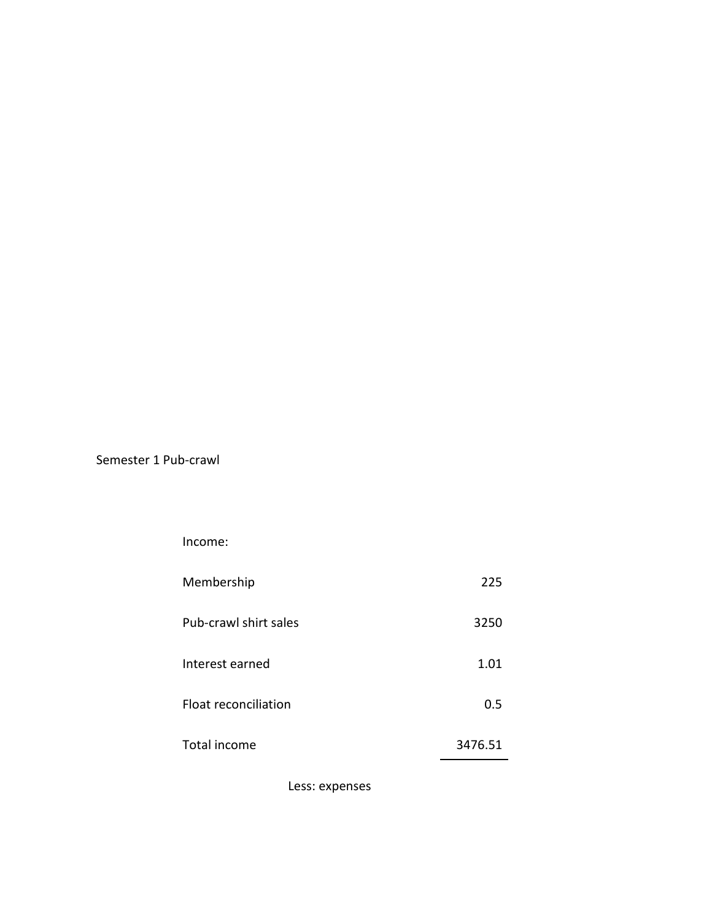Semester 1 Pub-crawl

| Income: | |
|---|---|
| Membership | 225 |
| Pub-crawl shirt sales | 3250 |
| Interest earned | 1.01 |
| Float reconciliation | 0.5 |
| Total income | 3476.51 |

Less: expenses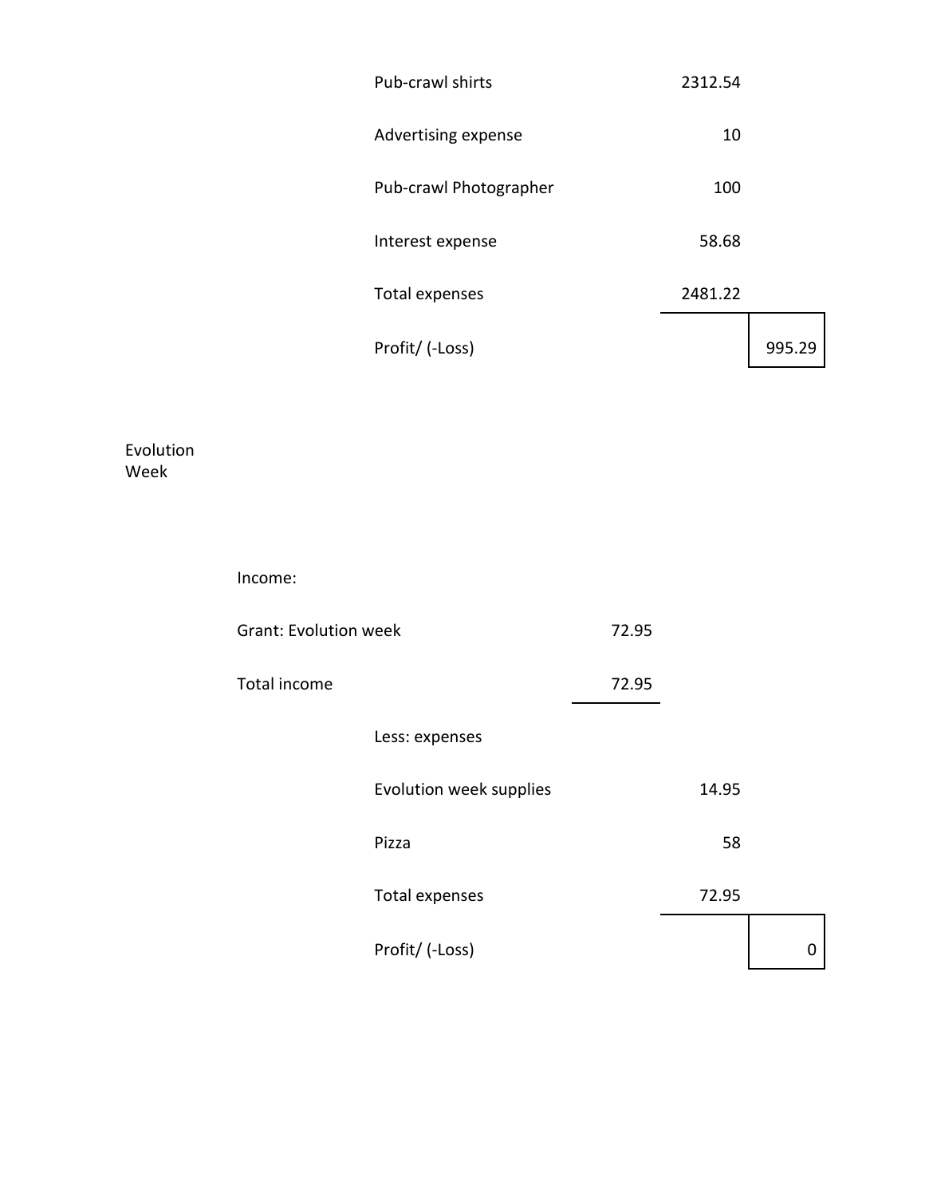| | | | |
|---|---|---|---|
| | Pub-crawl shirts | 2312.54 | |
| | Advertising expense | 10 | |
| | Pub-crawl Photographer | 100 | |
| | Interest expense | 58.68 | |
| | Total expenses | 2481.22 | |
| | Profit/ (-Loss) | | 995.29 |

Evolution Week

| | | | |
|---|---|---|---|
| Income: | | | |
| Grant: Evolution week | 72.95 | | |
| Total income | 72.95 | | |
| Less: expenses | | | |
| Evolution week supplies | | 14.95 | |
| Pizza | | 58 | |
| Total expenses | | 72.95 | |
| Profit/ (-Loss) | | | 0 |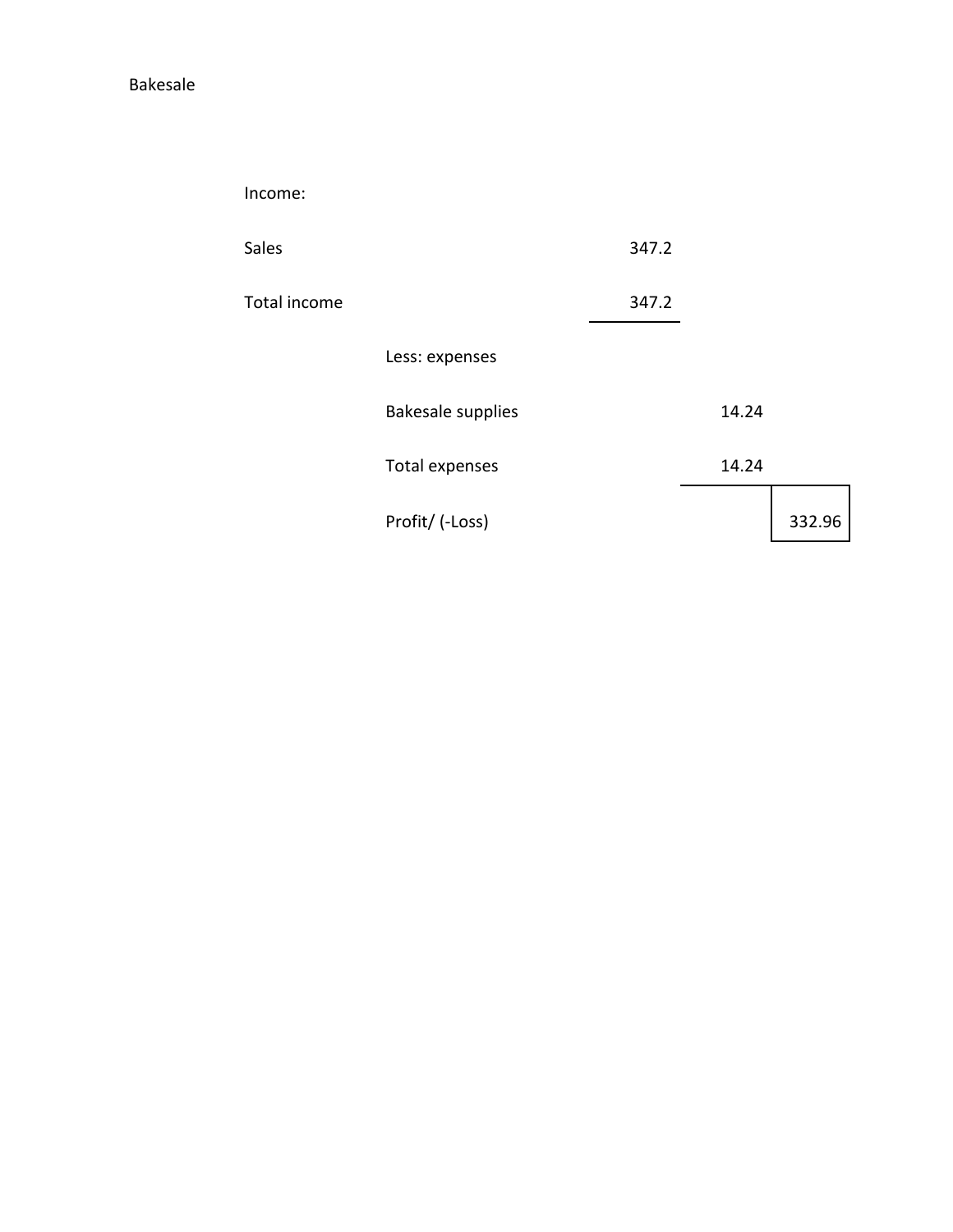Bakesale

| | | | | |
|---|---|---|---|---|
| Income: | | | | |
| Sales | | 347.2 | | |
| Total income | | 347.2 | | |
| | Less: expenses | | | |
| | Bakesale supplies | | 14.24 | |
| | Total expenses | | 14.24 | |
| | Profit/ (-Loss) | | | 332.96 |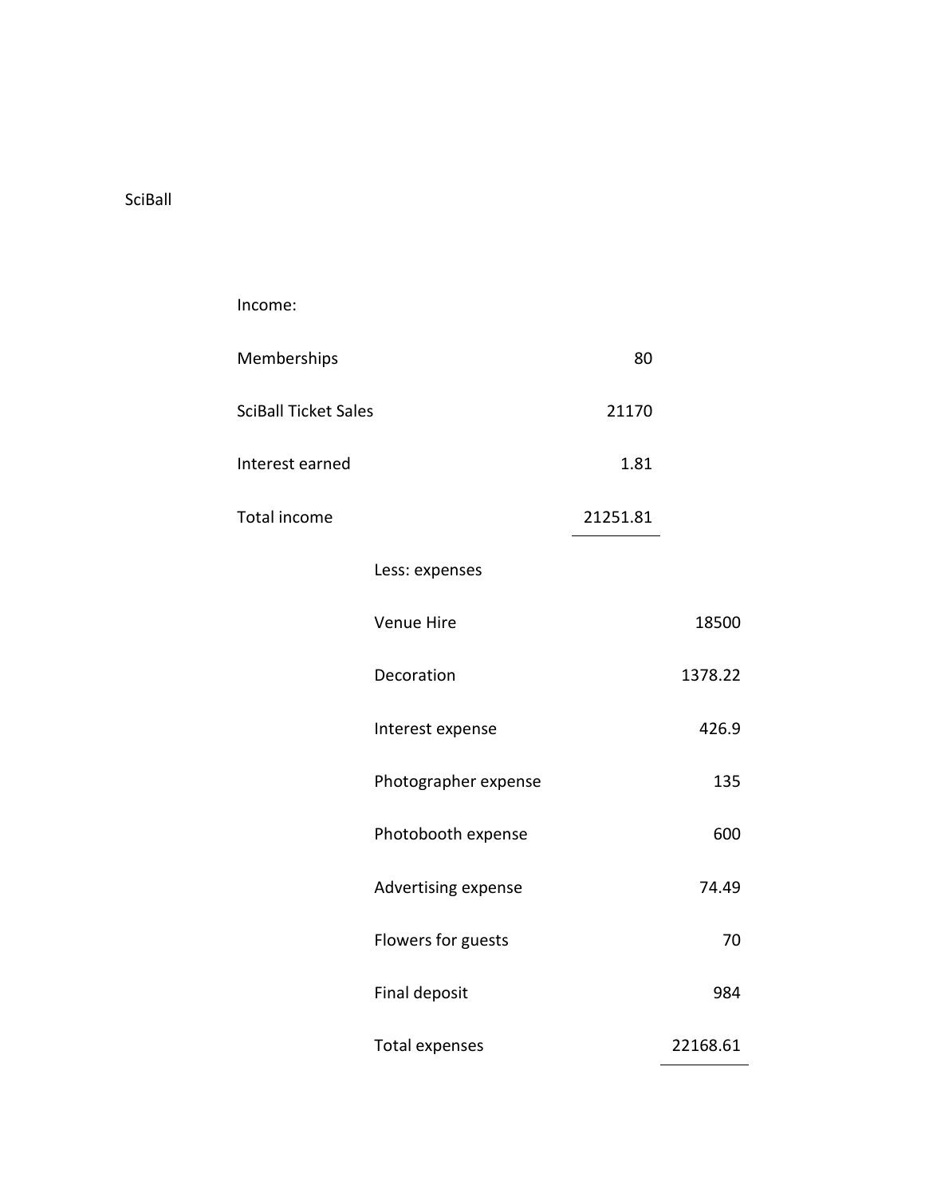SciBall

| | | | |
|---|---|---|---|
| Income: | | | |
| Memberships | | 80 | |
| SciBall Ticket Sales | | 21170 | |
| Interest earned | | 1.81 | |
| Total income | | 21251.81 | |
| | Less: expenses | | |
| | Venue Hire | | 18500 |
| | Decoration | | 1378.22 |
| | Interest expense | | 426.9 |
| | Photographer expense | | 135 |
| | Photobooth expense | | 600 |
| | Advertising expense | | 74.49 |
| | Flowers for guests | | 70 |
| | Final deposit | | 984 |
| | Total expenses | | 22168.61 |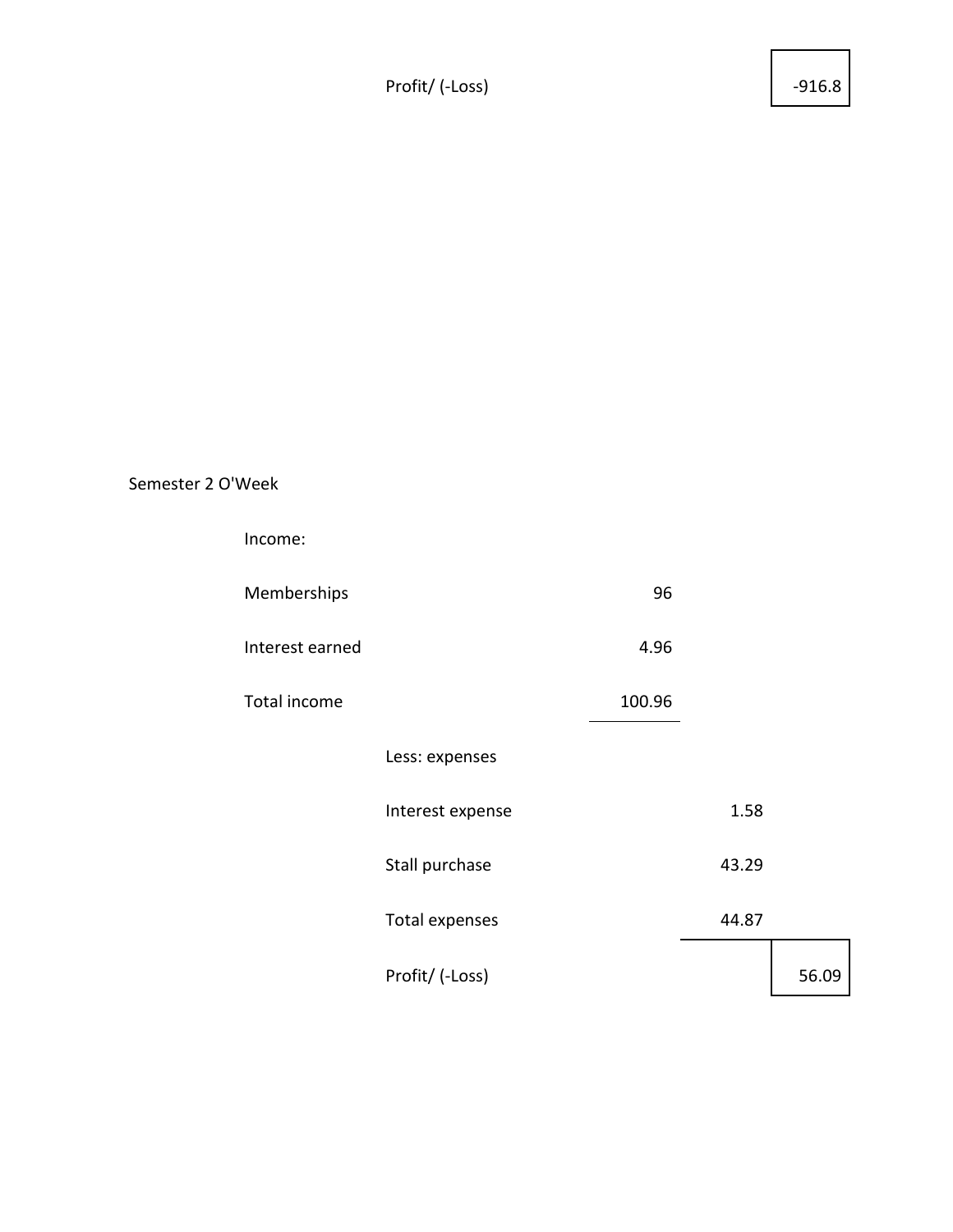| | | | |
|---|---|---|---|
| Profit/ (-Loss) | | | -916.8 |

Semester 2 O'Week

| | | | | |
|---|---|---|---|---|
| Income: | | | | |
| Memberships | | 96 | | |
| Interest earned | | 4.96 | | |
| Total income | | 100.96 | | |
| | Less: expenses | | | |
| | Interest expense | | 1.58 | |
| | Stall purchase | | 43.29 | |
| | Total expenses | | 44.87 | |
| | Profit/ (-Loss) | | | 56.09 |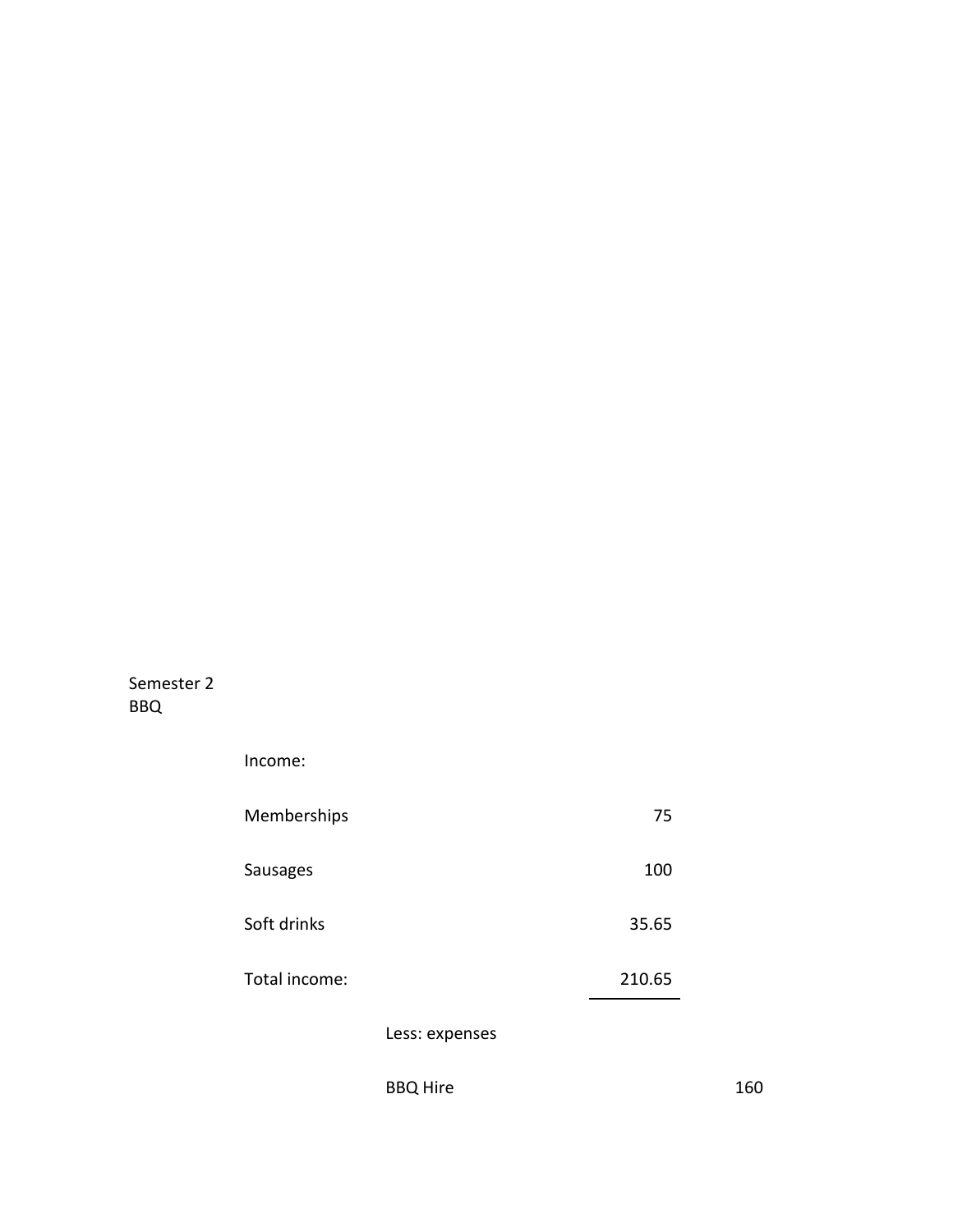Semester 2
BBQ

| Income: | | | |
|---|---|---|---|
| Memberships | | 75 | |
| Sausages | | 100 | |
| Soft drinks | | 35.65 | |
| Total income: | | 210.65 | |
| | Less: expenses | | |
| | BBQ Hire | | 160 |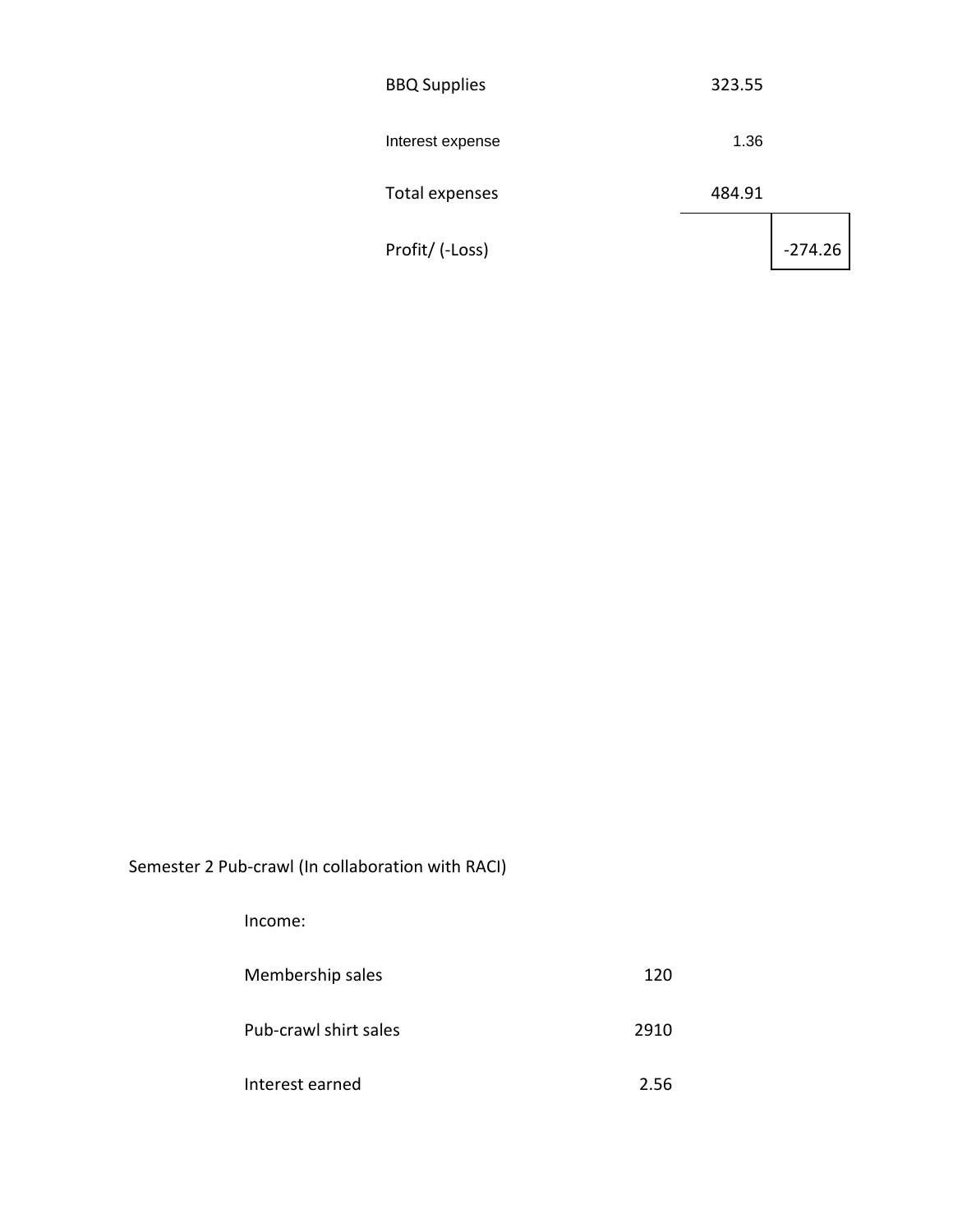| | | |
|---|---|---|
| BBQ Supplies | 323.55 | |
| Interest expense | 1.36 | |
| Total expenses | 484.91 | |
| Profit/ (-Loss) | | -274.26 |

Semester 2 Pub-crawl (In collaboration with RACI)

| | |
|---|---|
| Income: | |
| Membership sales | 120 |
| Pub-crawl shirt sales | 2910 |
| Interest earned | 2.56 |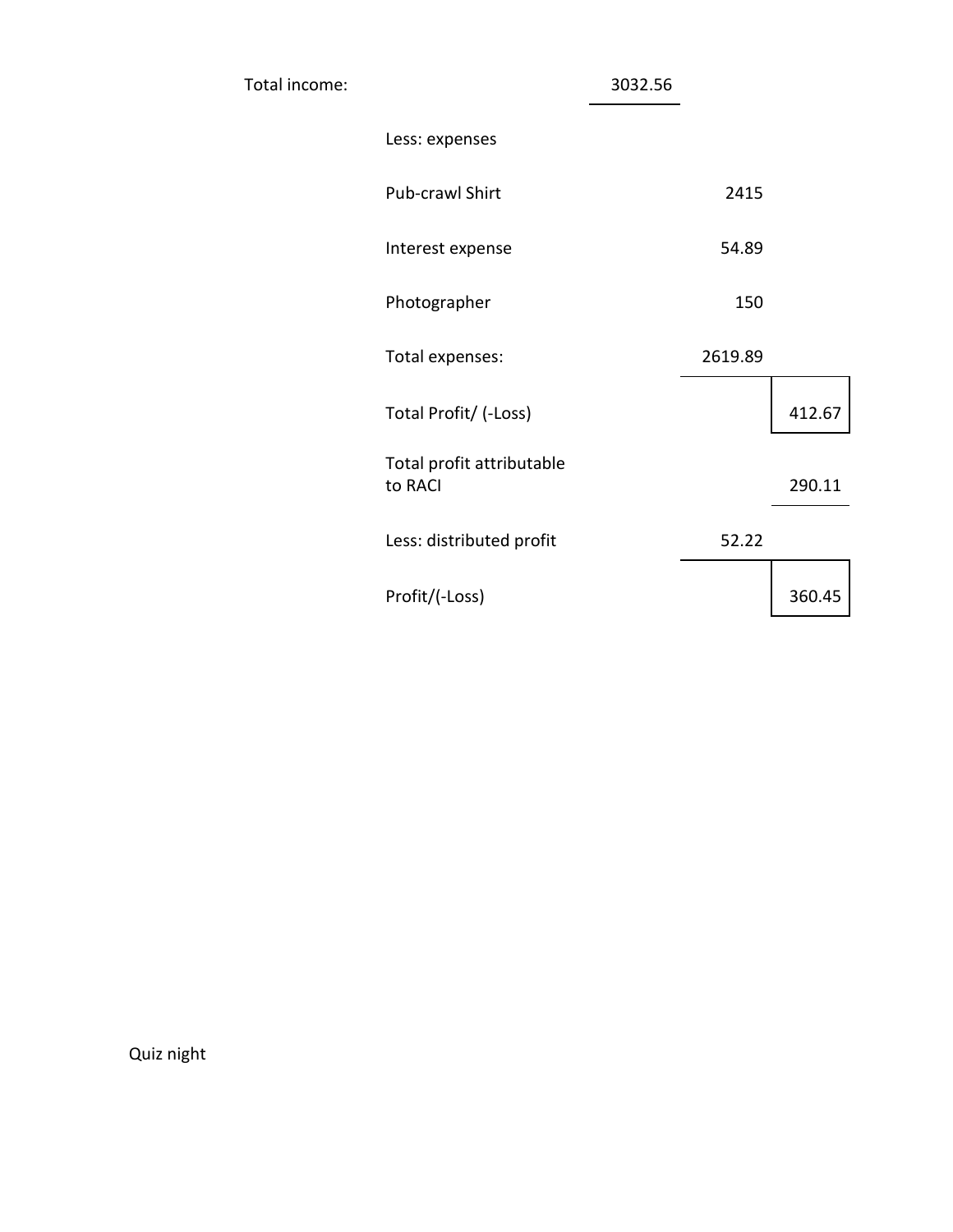| | | | | |
|---|---|---|---|---|
| Total income: | | 3032.56 | | |
| | Less: expenses | | | |
| | Pub-crawl Shirt | | 2415 | |
| | Interest expense | | 54.89 | |
| | Photographer | | 150 | |
| | Total expenses: | | 2619.89 | |
| | Total Profit/ (-Loss) | | | 412.67 |
| | Total profit attributable to RACI | | | 290.11 |
| | Less: distributed profit | | 52.22 | |
| | Profit/(-Loss) | | | 360.45 |

Quiz night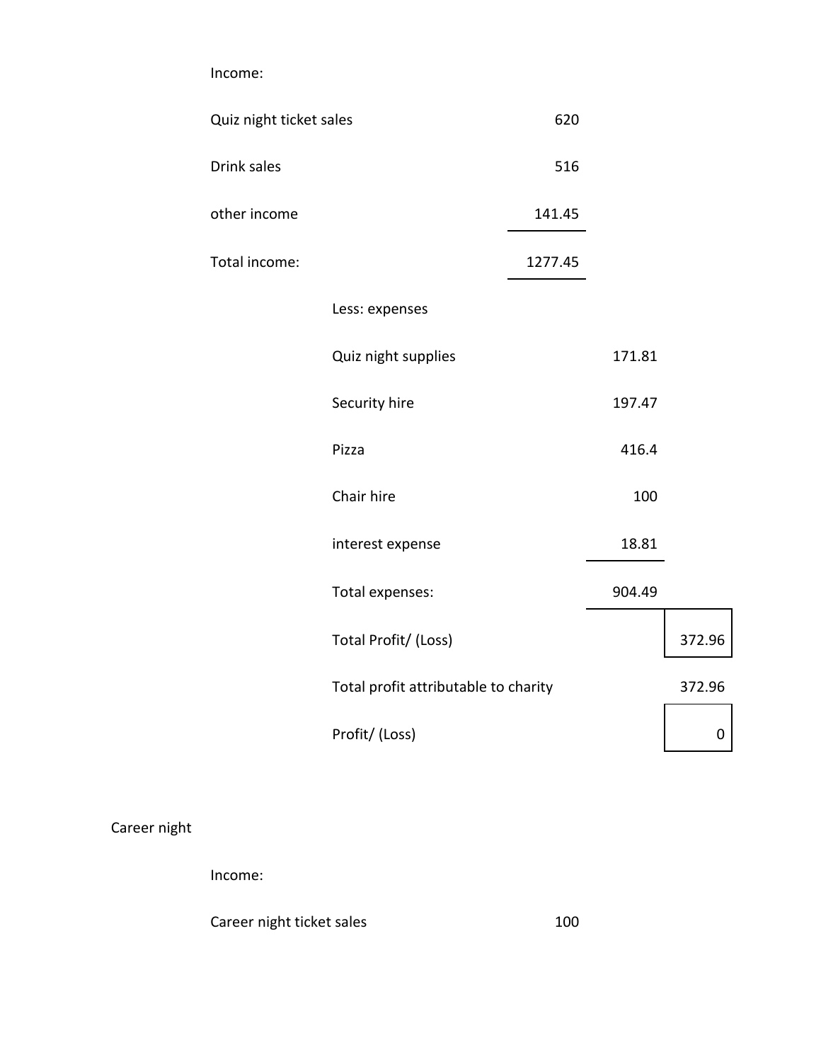Income:

| | | | |
|---|---|---|---|
| Quiz night ticket sales | 620 | | |
| Drink sales | 516 | | |
| other income | 141.45 | | |
| Total income: | 1277.45 | | |
| Less: expenses | | | |
| Quiz night supplies | | 171.81 | |
| Security hire | | 197.47 | |
| Pizza | | 416.4 | |
| Chair hire | | 100 | |
| interest expense | | 18.81 | |
| Total expenses: | | 904.49 | |
| Total Profit/ (Loss) | | | 372.96 |
| Total profit attributable to charity | | | 372.96 |
| Profit/ (Loss) | | | 0 |

Career night

Income:

| | |
|---|---|
| Career night ticket sales | 100 |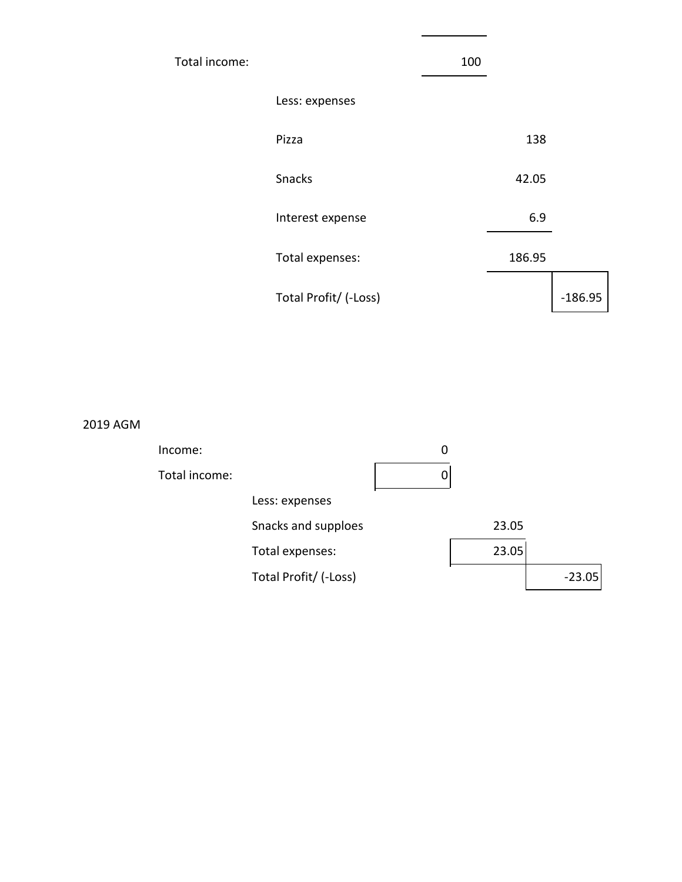| | | | | |
|---|---|---|---|---|
| Total income: | | 100 | | |
| | Less: expenses | | | |
| | Pizza | | 138 | |
| | Snacks | | 42.05 | |
| | Interest expense | | 6.9 | |
| | Total expenses: | | 186.95 | |
| | Total Profit/ (-Loss) | | | -186.95 |

2019 AGM

| | | | | |
|---|---|---|---|---|
| Income: | | 0 | | |
| Total income: | | 0 | | |
| | Less: expenses | | | |
| | Snacks and supploes | | 23.05 | |
| | Total expenses: | | 23.05 | |
| | Total Profit/ (-Loss) | | | -23.05 |